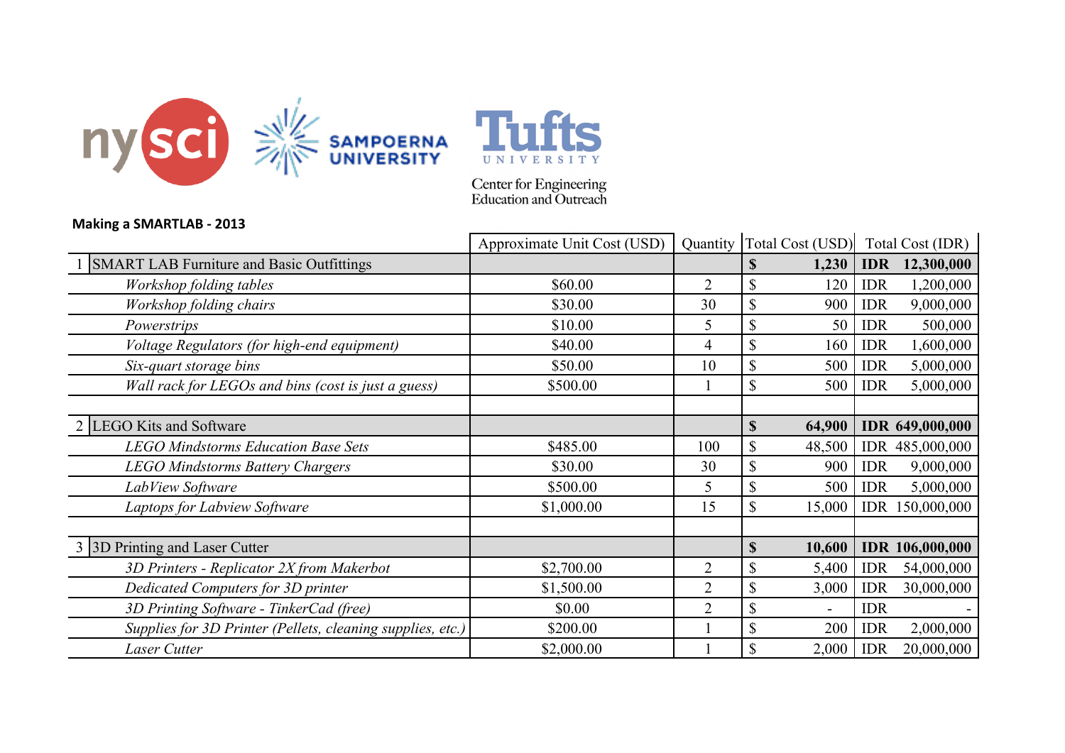nysci | SAMPOERNA UNIVERSITY | Tufts UNIVERSITY Center for Engineering Education and Outreach

**Making a SMARTLAB - 2013**

| | | Approximate Unit Cost (USD) | Quantity | Total Cost (USD) | Total Cost (IDR) |
|---|---|---|---|---|---|
| 1 | **SMART LAB Furniture and Basic Outfittings** | | | **$ 1,230** | **IDR 12,300,000** |
| | *Workshop folding tables* | $60.00 | 2 | $ 120 | IDR 1,200,000 |
| | *Workshop folding chairs* | $30.00 | 30 | $ 900 | IDR 9,000,000 |
| | *Powerstrips* | $10.00 | 5 | $ 50 | IDR 500,000 |
| | *Voltage Regulators (for high-end equipment)* | $40.00 | 4 | $ 160 | IDR 1,600,000 |
| | *Six-quart storage bins* | $50.00 | 10 | $ 500 | IDR 5,000,000 |
| | *Wall rack for LEGOs and bins (cost is just a guess)* | $500.00 | 1 | $ 500 | IDR 5,000,000 |
| | | | | | |
| 2 | **LEGO Kits and Software** | | | **$ 64,900** | **IDR 649,000,000** |
| | *LEGO Mindstorms Education Base Sets* | $485.00 | 100 | $ 48,500 | IDR 485,000,000 |
| | *LEGO Mindstorms Battery Chargers* | $30.00 | 30 | $ 900 | IDR 9,000,000 |
| | *LabView Software* | $500.00 | 5 | $ 500 | IDR 5,000,000 |
| | *Laptops for Labview Software* | $1,000.00 | 15 | $ 15,000 | IDR 150,000,000 |
| | | | | | |
| 3 | **3D Printing and Laser Cutter** | | | **$ 10,600** | **IDR 106,000,000** |
| | *3D Printers - Replicator 2X from Makerbot* | $2,700.00 | 2 | $ 5,400 | IDR 54,000,000 |
| | *Dedicated Computers for 3D printer* | $1,500.00 | 2 | $ 3,000 | IDR 30,000,000 |
| | *3D Printing Software - TinkerCad (free)* | $0.00 | 2 | $ - | IDR - |
| | *Supplies for 3D Printer (Pellets, cleaning supplies, etc.)* | $200.00 | 1 | $ 200 | IDR 2,000,000 |
| | *Laser Cutter* | $2,000.00 | 1 | $ 2,000 | IDR 20,000,000 |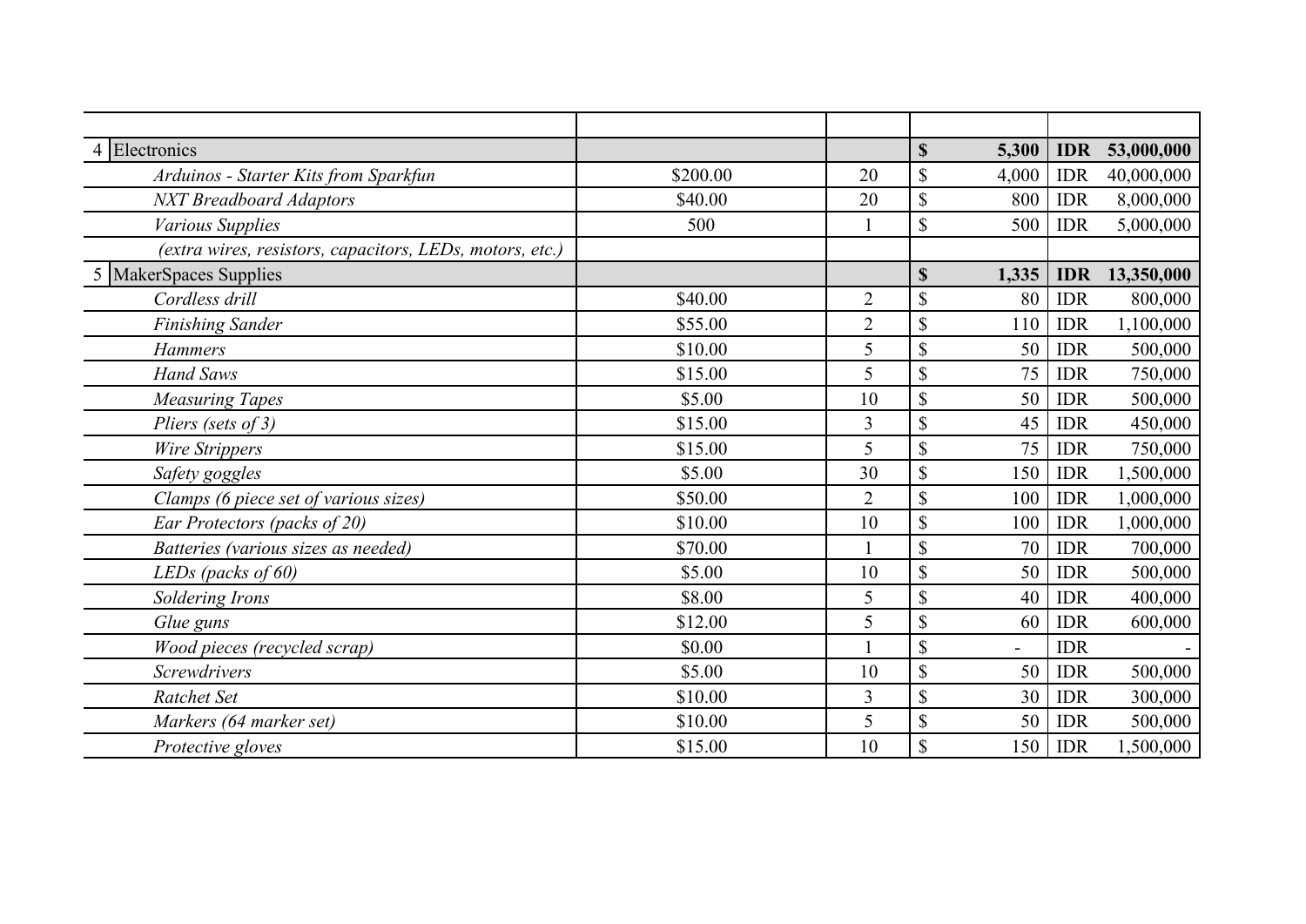| | | | | | |
|---|---|---|---|---|---|
| 4 | Electronics | | | **$ 5,300** | **IDR 53,000,000** |
| | *Arduinos - Starter Kits from Sparkfun* | $200.00 | 20 | $ 4,000 | IDR 40,000,000 |
| | *NXT Breadboard Adaptors* | $40.00 | 20 | $ 800 | IDR 8,000,000 |
| | *Various Supplies* | 500 | 1 | $ 500 | IDR 5,000,000 |
| | *(extra wires, resistors, capacitors, LEDs, motors, etc.)* | | | | |
| 5 | MakerSpaces Supplies | | | **$ 1,335** | **IDR 13,350,000** |
| | *Cordless drill* | $40.00 | 2 | $ 80 | IDR 800,000 |
| | *Finishing Sander* | $55.00 | 2 | $ 110 | IDR 1,100,000 |
| | *Hammers* | $10.00 | 5 | $ 50 | IDR 500,000 |
| | *Hand Saws* | $15.00 | 5 | $ 75 | IDR 750,000 |
| | *Measuring Tapes* | $5.00 | 10 | $ 50 | IDR 500,000 |
| | *Pliers (sets of 3)* | $15.00 | 3 | $ 45 | IDR 450,000 |
| | *Wire Strippers* | $15.00 | 5 | $ 75 | IDR 750,000 |
| | *Safety goggles* | $5.00 | 30 | $ 150 | IDR 1,500,000 |
| | *Clamps (6 piece set of various sizes)* | $50.00 | 2 | $ 100 | IDR 1,000,000 |
| | *Ear Protectors (packs of 20)* | $10.00 | 10 | $ 100 | IDR 1,000,000 |
| | *Batteries (various sizes as needed)* | $70.00 | 1 | $ 70 | IDR 700,000 |
| | *LEDs (packs of 60)* | $5.00 | 10 | $ 50 | IDR 500,000 |
| | *Soldering Irons* | $8.00 | 5 | $ 40 | IDR 400,000 |
| | *Glue guns* | $12.00 | 5 | $ 60 | IDR 600,000 |
| | *Wood pieces (recycled scrap)* | $0.00 | 1 | $ - | IDR - |
| | *Screwdrivers* | $5.00 | 10 | $ 50 | IDR 500,000 |
| | *Ratchet Set* | $10.00 | 3 | $ 30 | IDR 300,000 |
| | *Markers (64 marker set)* | $10.00 | 5 | $ 50 | IDR 500,000 |
| | *Protective gloves* | $15.00 | 10 | $ 150 | IDR 1,500,000 |